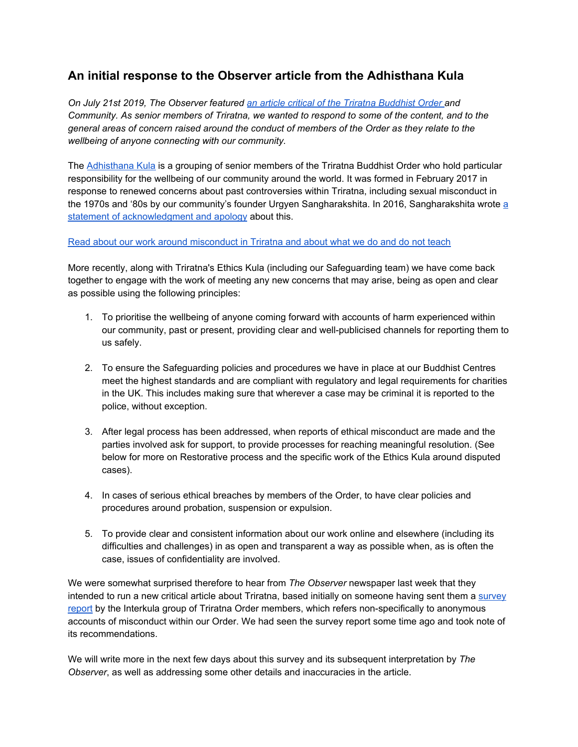## An initial response to the Observer article from the Adhisthana Kula

*On July 21st 2019, The Observer featured an article critical of the Triratna Buddhist Order and Community. As senior members of Triratna, we wanted to respond to some of the content, and to the general areas of concern raised around the conduct of members of the Order as they relate to the wellbeing of anyone connecting with our community.*

The Adhisthana Kula is a grouping of senior members of the Triratna Buddhist Order who hold particular responsibility for the wellbeing of our community around the world. It was formed in February 2017 in response to renewed concerns about past controversies within Triratna, including sexual misconduct in the 1970s and '80s by our community's founder Urgyen Sangharakshita. In 2016, Sangharakshita wrote a statement of acknowledgment and apology about this.

Read about our work around misconduct in Triratna and about what we do and do not teach

More recently, along with Triratna's Ethics Kula (including our Safeguarding team) we have come back together to engage with the work of meeting any new concerns that may arise, being as open and clear as possible using the following principles:

1. To prioritise the wellbeing of anyone coming forward with accounts of harm experienced within our community, past or present, providing clear and well-publicised channels for reporting them to us safely.

2. To ensure the Safeguarding policies and procedures we have in place at our Buddhist Centres meet the highest standards and are compliant with regulatory and legal requirements for charities in the UK. This includes making sure that wherever a case may be criminal it is reported to the police, without exception.

3. After legal process has been addressed, when reports of ethical misconduct are made and the parties involved ask for support, to provide processes for reaching meaningful resolution. (See below for more on Restorative process and the specific work of the Ethics Kula around disputed cases).

4. In cases of serious ethical breaches by members of the Order, to have clear policies and procedures around probation, suspension or expulsion.

5. To provide clear and consistent information about our work online and elsewhere (including its difficulties and challenges) in as open and transparent a way as possible when, as is often the case, issues of confidentiality are involved.

We were somewhat surprised therefore to hear from *The Observer* newspaper last week that they intended to run a new critical article about Triratna, based initially on someone having sent them a survey report by the Interkula group of Triratna Order members, which refers non-specifically to anonymous accounts of misconduct within our Order. We had seen the survey report some time ago and took note of its recommendations.

We will write more in the next few days about this survey and its subsequent interpretation by *The Observer*, as well as addressing some other details and inaccuracies in the article.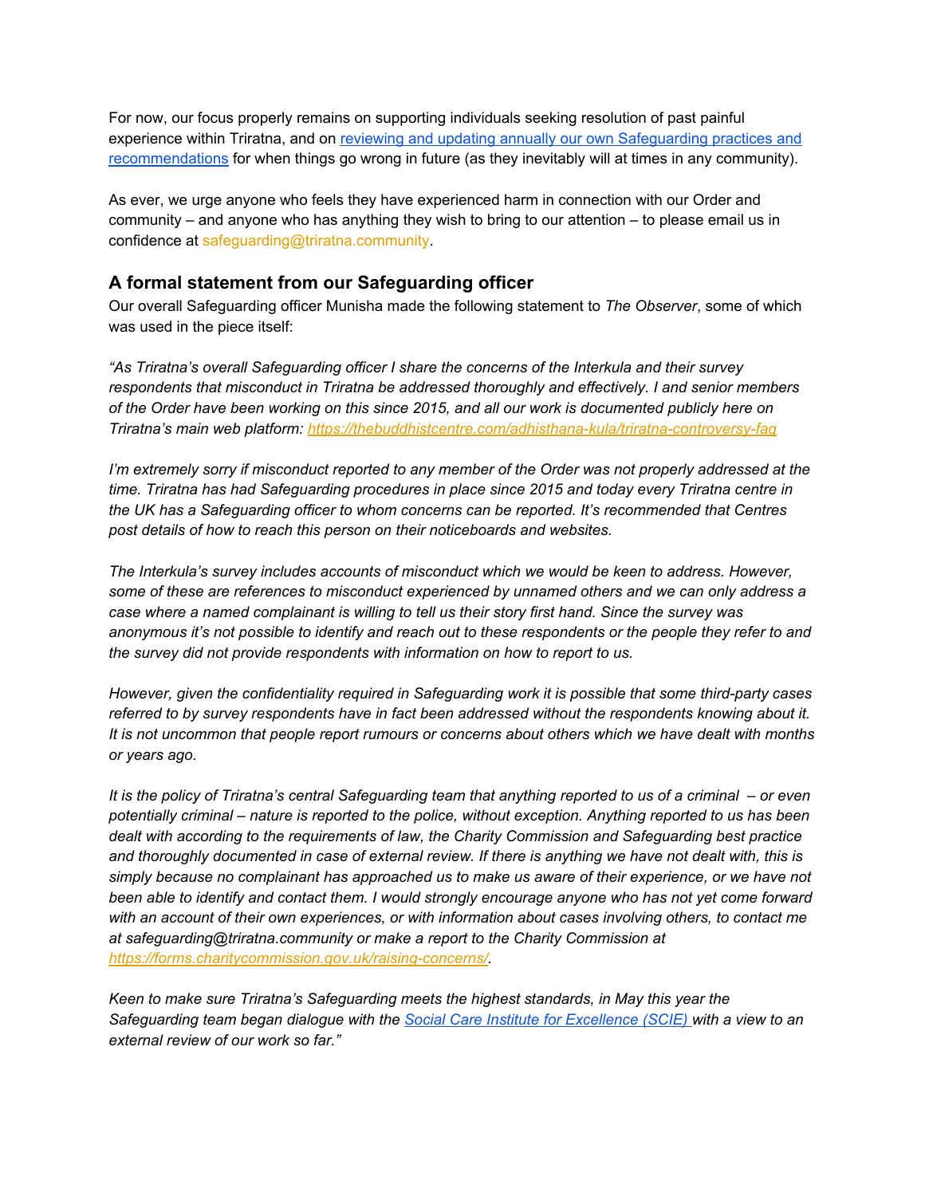For now, our focus properly remains on supporting individuals seeking resolution of past painful experience within Triratna, and on [reviewing and updating annually our own Safeguarding practices and recommendations](#) for when things go wrong in future (as they inevitably will at times in any community).

As ever, we urge anyone who feels they have experienced harm in connection with our Order and community – and anyone who has anything they wish to bring to our attention – to please email us in confidence at safeguarding@triratna.community.

## A formal statement from our Safeguarding officer

Our overall Safeguarding officer Munisha made the following statement to *The Observer*, some of which was used in the piece itself:

*"As Triratna's overall Safeguarding officer I share the concerns of the Interkula and their survey respondents that misconduct in Triratna be addressed thoroughly and effectively. I and senior members of the Order have been working on this since 2015, and all our work is documented publicly here on Triratna's main web platform: [https://thebuddhistcentre.com/adhisthana-kula/triratna-controversy-faq](https://thebuddhistcentre.com/adhisthana-kula/triratna-controversy-faq)*

*I'm extremely sorry if misconduct reported to any member of the Order was not properly addressed at the time. Triratna has had Safeguarding procedures in place since 2015 and today every Triratna centre in the UK has a Safeguarding officer to whom concerns can be reported. It's recommended that Centres post details of how to reach this person on their noticeboards and websites.*

*The Interkula's survey includes accounts of misconduct which we would be keen to address. However, some of these are references to misconduct experienced by unnamed others and we can only address a case where a named complainant is willing to tell us their story first hand. Since the survey was anonymous it's not possible to identify and reach out to these respondents or the people they refer to and the survey did not provide respondents with information on how to report to us.*

*However, given the confidentiality required in Safeguarding work it is possible that some third-party cases referred to by survey respondents have in fact been addressed without the respondents knowing about it. It is not uncommon that people report rumours or concerns about others which we have dealt with months or years ago.*

*It is the policy of Triratna's central Safeguarding team that anything reported to us of a criminal – or even potentially criminal – nature is reported to the police, without exception. Anything reported to us has been dealt with according to the requirements of law, the Charity Commission and Safeguarding best practice and thoroughly documented in case of external review. If there is anything we have not dealt with, this is simply because no complainant has approached us to make us aware of their experience, or we have not been able to identify and contact them. I would strongly encourage anyone who has not yet come forward with an account of their own experiences, or with information about cases involving others, to contact me at safeguarding@triratna.community or make a report to the Charity Commission at [https://forms.charitycommission.gov.uk/raising-concerns/](https://forms.charitycommission.gov.uk/raising-concerns/).*

*Keen to make sure Triratna's Safeguarding meets the highest standards, in May this year the Safeguarding team began dialogue with the [Social Care Institute for Excellence (SCIE)](#) with a view to an external review of our work so far."*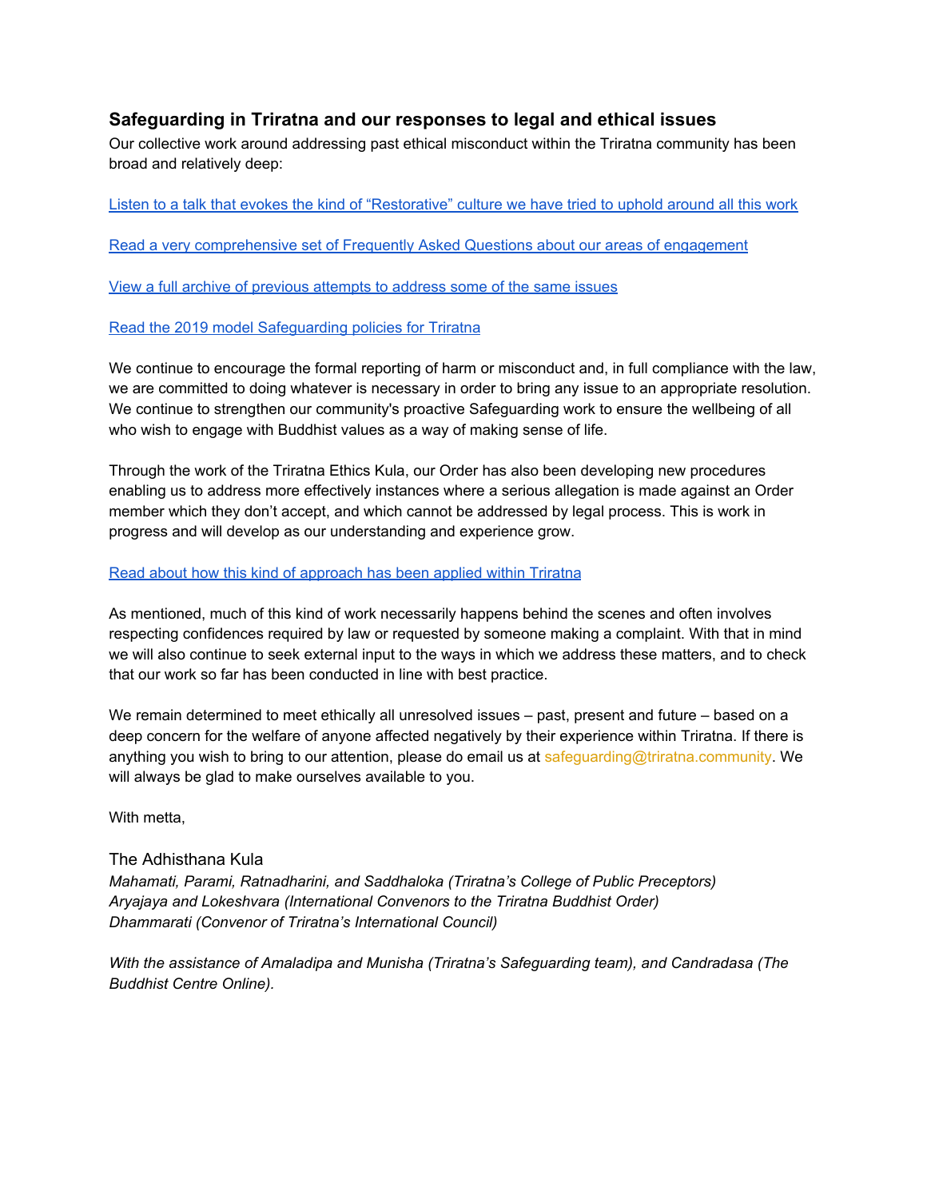### Safeguarding in Triratna and our responses to legal and ethical issues

Our collective work around addressing past ethical misconduct within the Triratna community has been broad and relatively deep:

Listen to a talk that evokes the kind of "Restorative" culture we have tried to uphold around all this work

Read a very comprehensive set of Frequently Asked Questions about our areas of engagement

View a full archive of previous attempts to address some of the same issues

Read the 2019 model Safeguarding policies for Triratna

We continue to encourage the formal reporting of harm or misconduct and, in full compliance with the law, we are committed to doing whatever is necessary in order to bring any issue to an appropriate resolution. We continue to strengthen our community's proactive Safeguarding work to ensure the wellbeing of all who wish to engage with Buddhist values as a way of making sense of life.

Through the work of the Triratna Ethics Kula, our Order has also been developing new procedures enabling us to address more effectively instances where a serious allegation is made against an Order member which they don't accept, and which cannot be addressed by legal process. This is work in progress and will develop as our understanding and experience grow.

Read about how this kind of approach has been applied within Triratna

As mentioned, much of this kind of work necessarily happens behind the scenes and often involves respecting confidences required by law or requested by someone making a complaint. With that in mind we will also continue to seek external input to the ways in which we address these matters, and to check that our work so far has been conducted in line with best practice.

We remain determined to meet ethically all unresolved issues – past, present and future – based on a deep concern for the welfare of anyone affected negatively by their experience within Triratna. If there is anything you wish to bring to our attention, please do email us at safeguarding@triratna.community. We will always be glad to make ourselves available to you.

With metta,

The Adhisthana Kula

*Mahamati, Parami, Ratnadharini, and Saddhaloka (Triratna's College of Public Preceptors)*
*Aryajaya and Lokeshvara (International Convenors to the Triratna Buddhist Order)*
*Dhammarati (Convenor of Triratna's International Council)*

*With the assistance of Amaladipa and Munisha (Triratna's Safeguarding team), and Candradasa (The Buddhist Centre Online).*